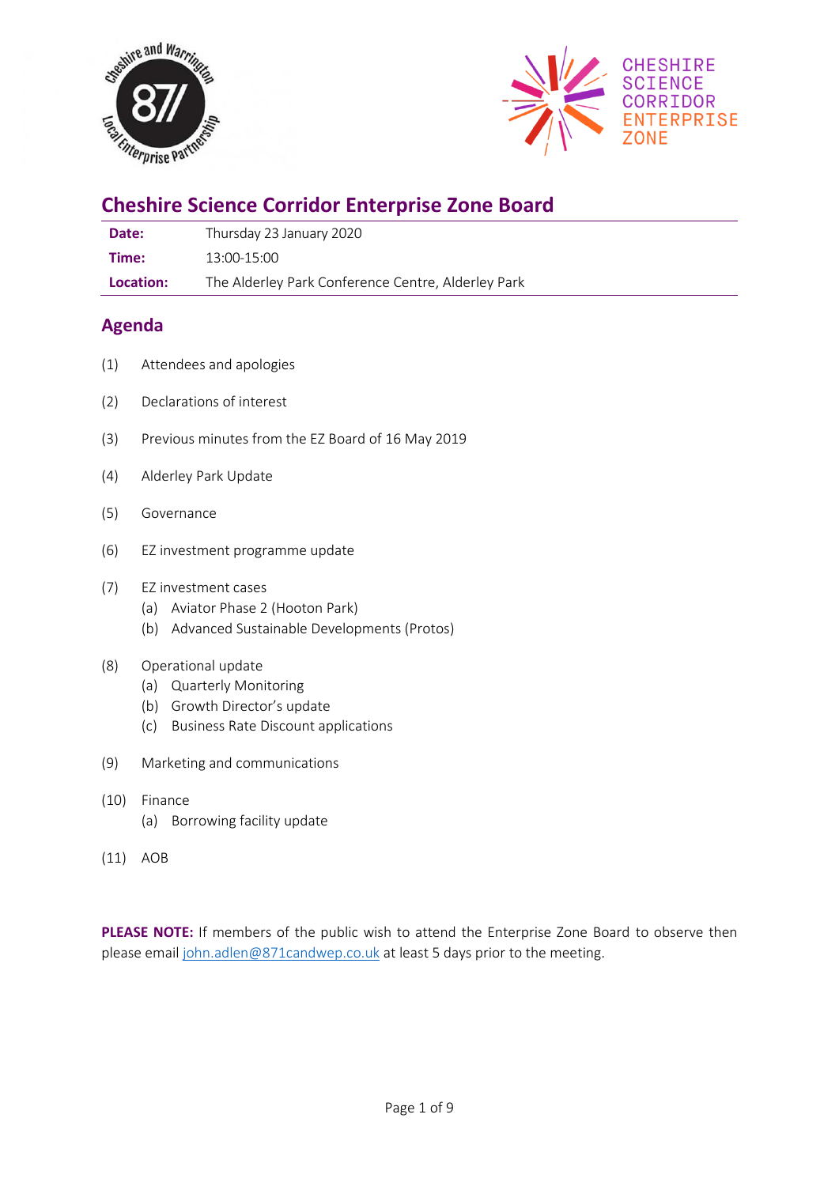# Cheshire Science Corridor Enterprise Zone Board

| | |
|---|---|
| **Date:** | Thursday 23 January 2020 |
| **Time:** | 13:00-15:00 |
| **Location:** | The Alderley Park Conference Centre, Alderley Park |

## Agenda

(1) Attendees and apologies

(2) Declarations of interest

(3) Previous minutes from the EZ Board of 16 May 2019

(4) Alderley Park Update

(5) Governance

(6) EZ investment programme update

(7) EZ investment cases
  - (a) Aviator Phase 2 (Hooton Park)
  - (b) Advanced Sustainable Developments (Protos)

(8) Operational update
  - (a) Quarterly Monitoring
  - (b) Growth Director's update
  - (c) Business Rate Discount applications

(9) Marketing and communications

(10) Finance
  - (a) Borrowing facility update

(11) AOB

**PLEASE NOTE:** If members of the public wish to attend the Enterprise Zone Board to observe then please email john.adlen@871candwep.co.uk at least 5 days prior to the meeting.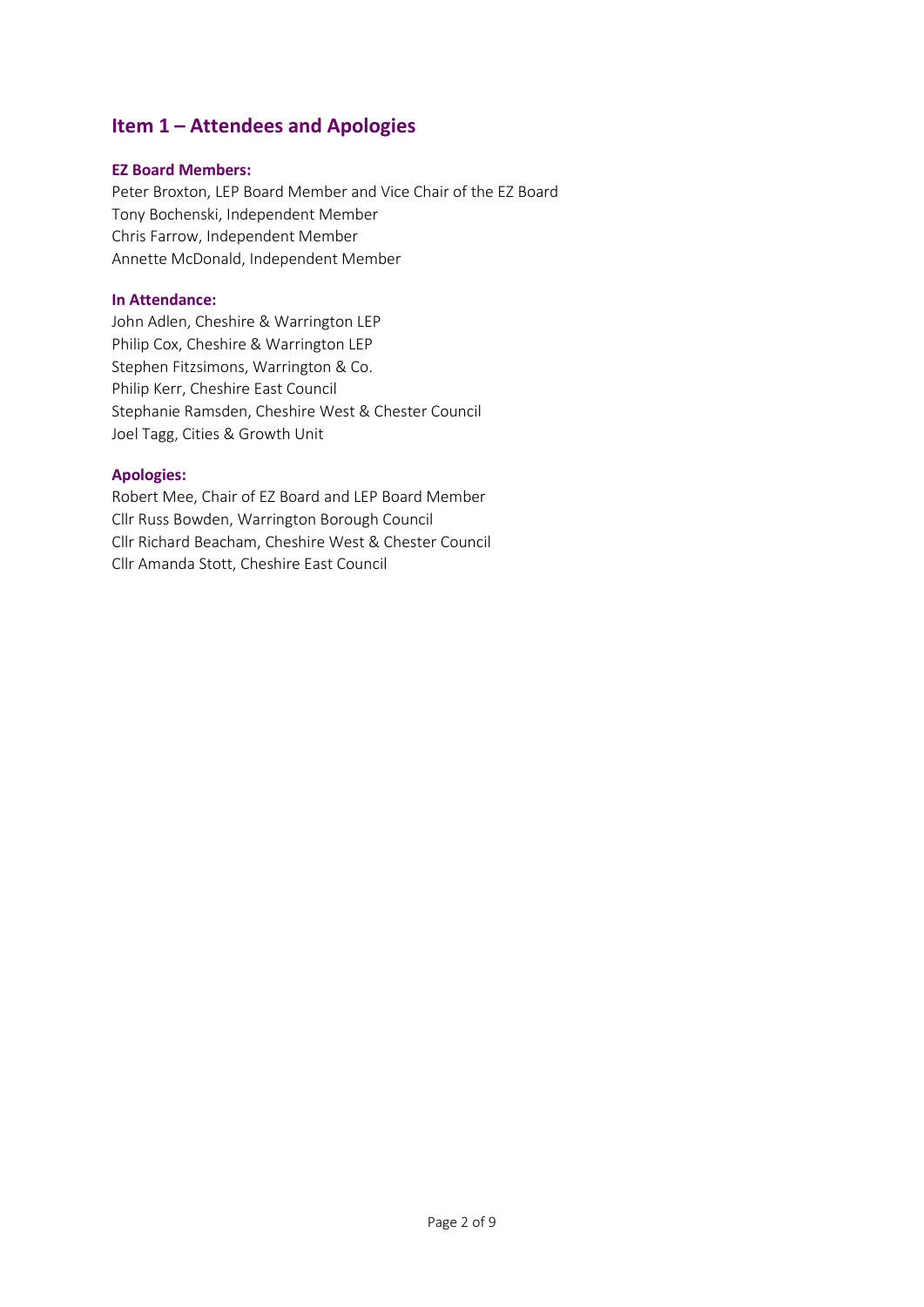## Item 1 – Attendees and Apologies

**EZ Board Members:**

Peter Broxton, LEP Board Member and Vice Chair of the EZ Board
Tony Bochenski, Independent Member
Chris Farrow, Independent Member
Annette McDonald, Independent Member

**In Attendance:**

John Adlen, Cheshire & Warrington LEP
Philip Cox, Cheshire & Warrington LEP
Stephen Fitzsimons, Warrington & Co.
Philip Kerr, Cheshire East Council
Stephanie Ramsden, Cheshire West & Chester Council
Joel Tagg, Cities & Growth Unit

**Apologies:**

Robert Mee, Chair of EZ Board and LEP Board Member
Cllr Russ Bowden, Warrington Borough Council
Cllr Richard Beacham, Cheshire West & Chester Council
Cllr Amanda Stott, Cheshire East Council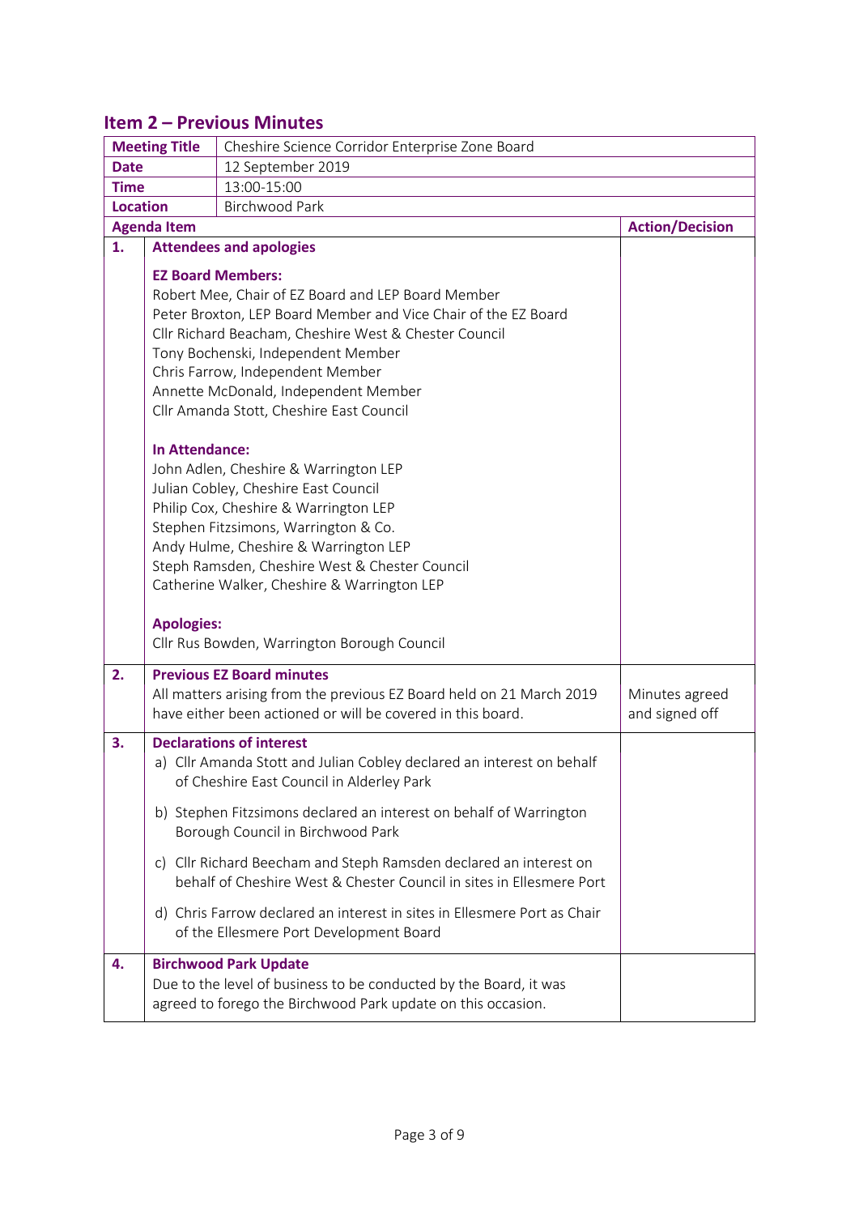## Item 2 – Previous Minutes

| | | |
|---|---|---|
| **Meeting Title** | Cheshire Science Corridor Enterprise Zone Board | |
| **Date** | 12 September 2019 | |
| **Time** | 13:00-15:00 | |
| **Location** | Birchwood Park | |
| **Agenda Item** | | **Action/Decision** |
| **1.** | **Attendees and apologies**<br><br>**EZ Board Members:**<br>Robert Mee, Chair of EZ Board and LEP Board Member<br>Peter Broxton, LEP Board Member and Vice Chair of the EZ Board<br>Cllr Richard Beacham, Cheshire West & Chester Council<br>Tony Bochenski, Independent Member<br>Chris Farrow, Independent Member<br>Annette McDonald, Independent Member<br>Cllr Amanda Stott, Cheshire East Council<br><br>**In Attendance:**<br>John Adlen, Cheshire & Warrington LEP<br>Julian Cobley, Cheshire East Council<br>Philip Cox, Cheshire & Warrington LEP<br>Stephen Fitzsimons, Warrington & Co.<br>Andy Hulme, Cheshire & Warrington LEP<br>Steph Ramsden, Cheshire West & Chester Council<br>Catherine Walker, Cheshire & Warrington LEP<br><br>**Apologies:**<br>Cllr Rus Bowden, Warrington Borough Council | |
| **2.** | **Previous EZ Board minutes**<br>All matters arising from the previous EZ Board held on 21 March 2019 have either been actioned or will be covered in this board. | Minutes agreed and signed off |
| **3.** | **Declarations of interest**<br>a) Cllr Amanda Stott and Julian Cobley declared an interest on behalf of Cheshire East Council in Alderley Park<br>b) Stephen Fitzsimons declared an interest on behalf of Warrington Borough Council in Birchwood Park<br>c) Cllr Richard Beecham and Steph Ramsden declared an interest on behalf of Cheshire West & Chester Council in sites in Ellesmere Port<br>d) Chris Farrow declared an interest in sites in Ellesmere Port as Chair of the Ellesmere Port Development Board | |
| **4.** | **Birchwood Park Update**<br>Due to the level of business to be conducted by the Board, it was agreed to forego the Birchwood Park update on this occasion. | |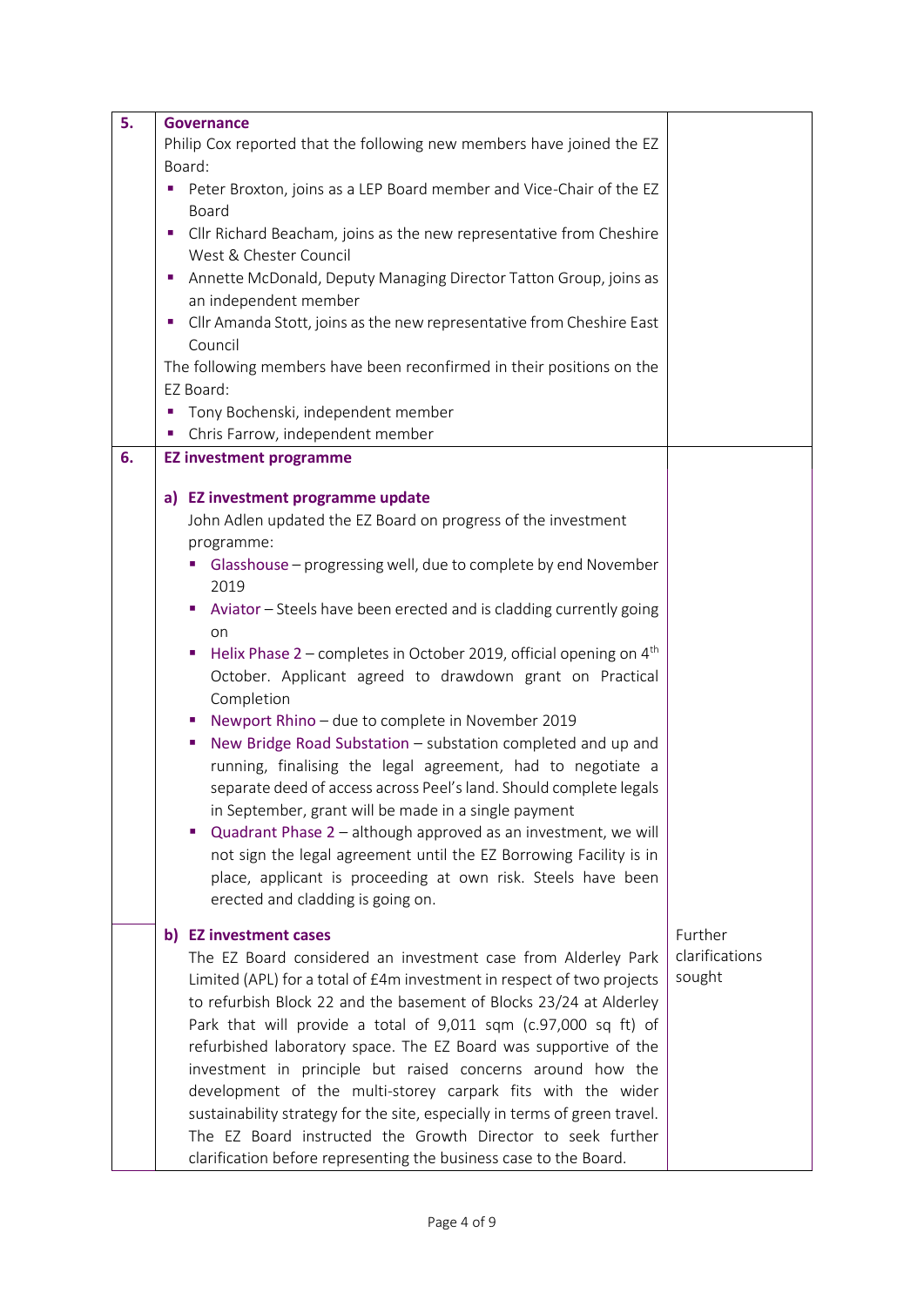| | | |
|---|---|---|
| **5.** | **Governance**<br>Philip Cox reported that the following new members have joined the EZ Board:<br>▪ Peter Broxton, joins as a LEP Board member and Vice-Chair of the EZ Board<br>▪ Cllr Richard Beacham, joins as the new representative from Cheshire West & Chester Council<br>▪ Annette McDonald, Deputy Managing Director Tatton Group, joins as an independent member<br>▪ Cllr Amanda Stott, joins as the new representative from Cheshire East Council<br>The following members have been reconfirmed in their positions on the EZ Board:<br>▪ Tony Bochenski, independent member<br>▪ Chris Farrow, independent member | |
| **6.** | **EZ investment programme**<br><br>**a) EZ investment programme update**<br>John Adlen updated the EZ Board on progress of the investment programme:<br>▪ Glasshouse – progressing well, due to complete by end November 2019<br>▪ Aviator – Steels have been erected and is cladding currently going on<br>▪ Helix Phase 2 – completes in October 2019, official opening on 4th October. Applicant agreed to drawdown grant on Practical Completion<br>▪ Newport Rhino – due to complete in November 2019<br>▪ New Bridge Road Substation – substation completed and up and running, finalising the legal agreement, had to negotiate a separate deed of access across Peel's land. Should complete legals in September, grant will be made in a single payment<br>▪ Quadrant Phase 2 – although approved as an investment, we will not sign the legal agreement until the EZ Borrowing Facility is in place, applicant is proceeding at own risk. Steels have been erected and cladding is going on. | |
| | **b) EZ investment cases**<br>The EZ Board considered an investment case from Alderley Park Limited (APL) for a total of £4m investment in respect of two projects to refurbish Block 22 and the basement of Blocks 23/24 at Alderley Park that will provide a total of 9,011 sqm (c.97,000 sq ft) of refurbished laboratory space. The EZ Board was supportive of the investment in principle but raised concerns around how the development of the multi-storey carpark fits with the wider sustainability strategy for the site, especially in terms of green travel. The EZ Board instructed the Growth Director to seek further clarification before representing the business case to the Board. | Further clarifications sought |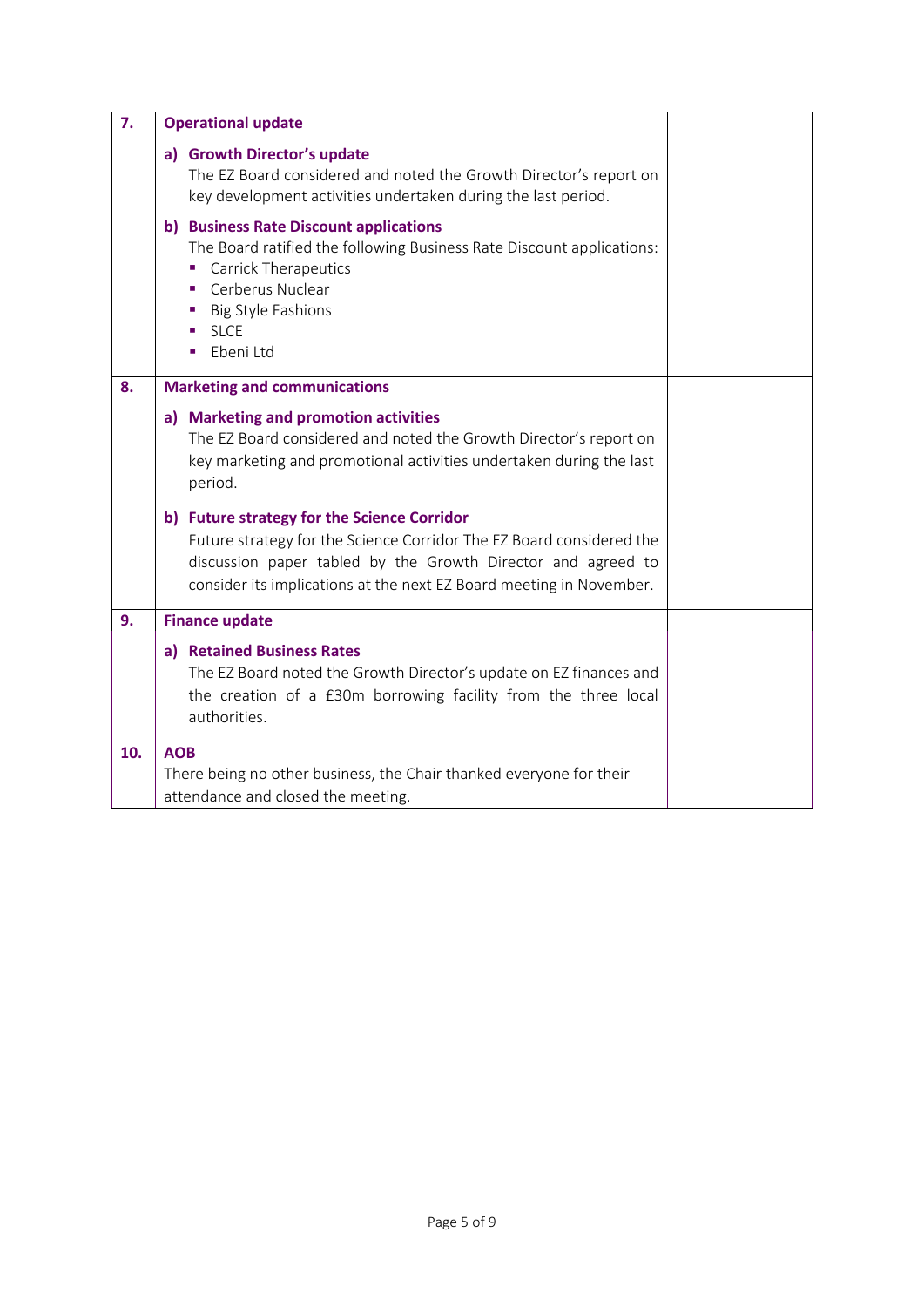| | | |
|---|---|---|
| **7.** | **Operational update**<br><br>**a) Growth Director's update**<br>The EZ Board considered and noted the Growth Director's report on key development activities undertaken during the last period.<br><br>**b) Business Rate Discount applications**<br>The Board ratified the following Business Rate Discount applications:<br>▪ Carrick Therapeutics<br>▪ Cerberus Nuclear<br>▪ Big Style Fashions<br>▪ SLCE<br>▪ Ebeni Ltd | |
| **8.** | **Marketing and communications**<br><br>**a) Marketing and promotion activities**<br>The EZ Board considered and noted the Growth Director's report on key marketing and promotional activities undertaken during the last period.<br><br>**b) Future strategy for the Science Corridor**<br>Future strategy for the Science Corridor The EZ Board considered the discussion paper tabled by the Growth Director and agreed to consider its implications at the next EZ Board meeting in November. | |
| **9.** | **Finance update**<br><br>**a) Retained Business Rates**<br>The EZ Board noted the Growth Director's update on EZ finances and the creation of a £30m borrowing facility from the three local authorities. | |
| **10.** | **AOB**<br>There being no other business, the Chair thanked everyone for their attendance and closed the meeting. | |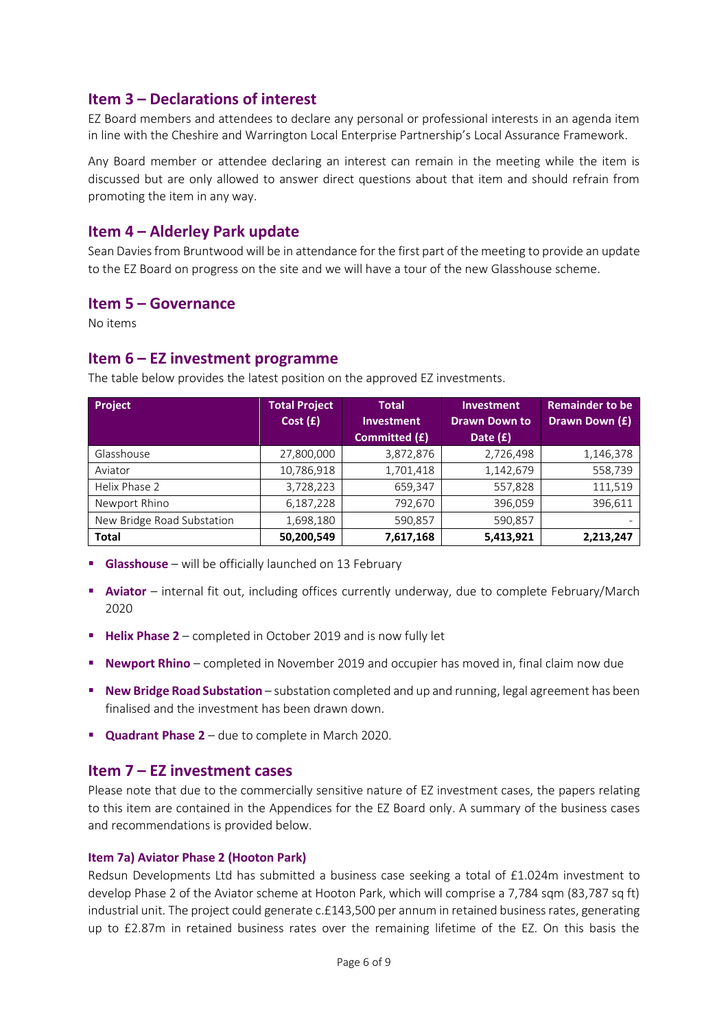## Item 3 – Declarations of interest

EZ Board members and attendees to declare any personal or professional interests in an agenda item in line with the Cheshire and Warrington Local Enterprise Partnership's Local Assurance Framework.

Any Board member or attendee declaring an interest can remain in the meeting while the item is discussed but are only allowed to answer direct questions about that item and should refrain from promoting the item in any way.

## Item 4 – Alderley Park update

Sean Davies from Bruntwood will be in attendance for the first part of the meeting to provide an update to the EZ Board on progress on the site and we will have a tour of the new Glasshouse scheme.

## Item 5 – Governance

No items

## Item 6 – EZ investment programme

The table below provides the latest position on the approved EZ investments.

| Project | Total Project Cost (£) | Total Investment Committed (£) | Investment Drawn Down to Date (£) | Remainder to be Drawn Down (£) |
|---|---|---|---|---|
| Glasshouse | 27,800,000 | 3,872,876 | 2,726,498 | 1,146,378 |
| Aviator | 10,786,918 | 1,701,418 | 1,142,679 | 558,739 |
| Helix Phase 2 | 3,728,223 | 659,347 | 557,828 | 111,519 |
| Newport Rhino | 6,187,228 | 792,670 | 396,059 | 396,611 |
| New Bridge Road Substation | 1,698,180 | 590,857 | 590,857 | - |
| **Total** | **50,200,549** | **7,617,168** | **5,413,921** | **2,213,247** |

- **Glasshouse** – will be officially launched on 13 February
- **Aviator** – internal fit out, including offices currently underway, due to complete February/March 2020
- **Helix Phase 2** – completed in October 2019 and is now fully let
- **Newport Rhino** – completed in November 2019 and occupier has moved in, final claim now due
- **New Bridge Road Substation** – substation completed and up and running, legal agreement has been finalised and the investment has been drawn down.
- **Quadrant Phase 2** – due to complete in March 2020.

## Item 7 – EZ investment cases

Please note that due to the commercially sensitive nature of EZ investment cases, the papers relating to this item are contained in the Appendices for the EZ Board only. A summary of the business cases and recommendations is provided below.

### Item 7a) Aviator Phase 2 (Hooton Park)

Redsun Developments Ltd has submitted a business case seeking a total of £1.024m investment to develop Phase 2 of the Aviator scheme at Hooton Park, which will comprise a 7,784 sqm (83,787 sq ft) industrial unit. The project could generate c.£143,500 per annum in retained business rates, generating up to £2.87m in retained business rates over the remaining lifetime of the EZ. On this basis the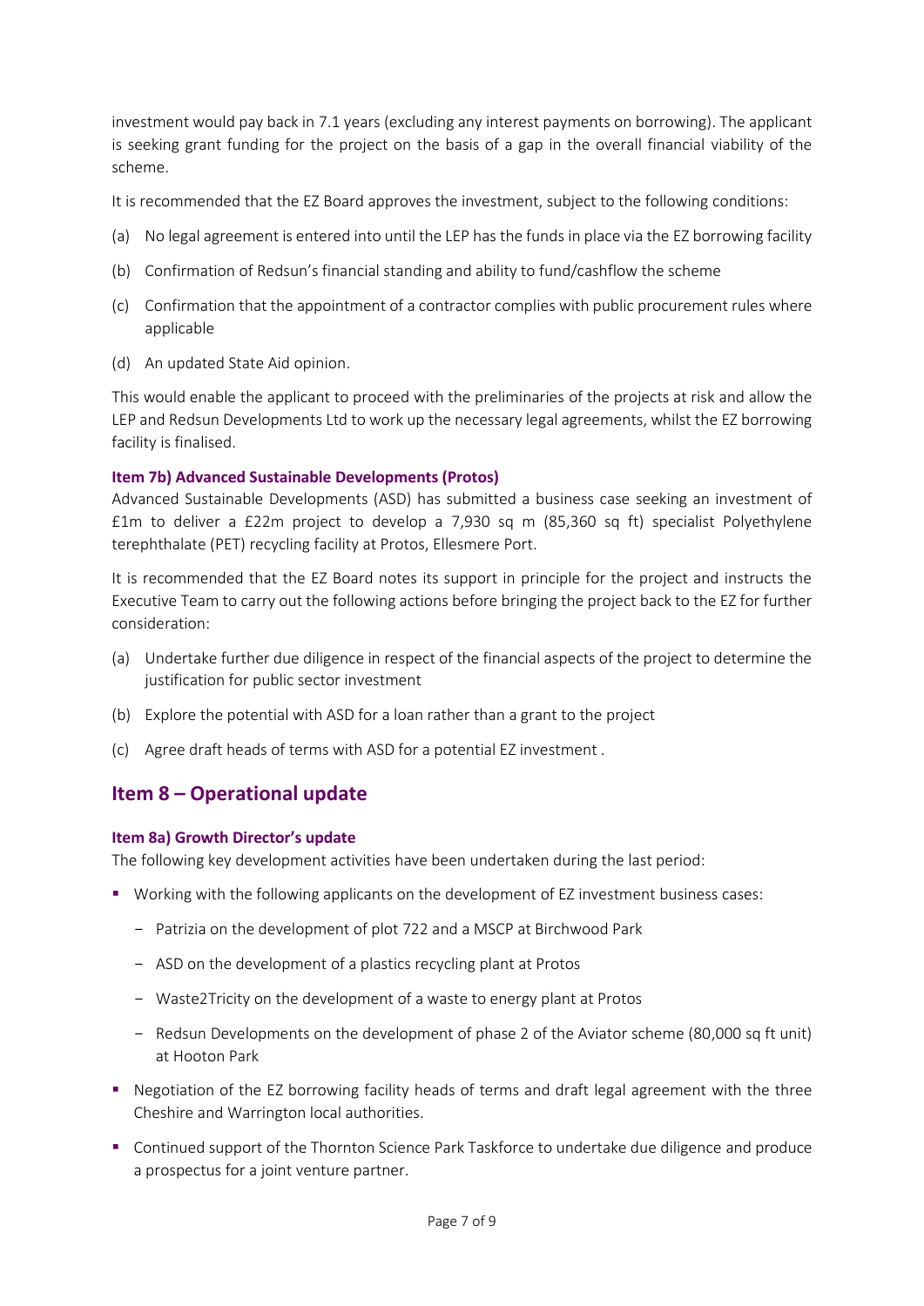investment would pay back in 7.1 years (excluding any interest payments on borrowing). The applicant is seeking grant funding for the project on the basis of a gap in the overall financial viability of the scheme.

It is recommended that the EZ Board approves the investment, subject to the following conditions:

(a) No legal agreement is entered into until the LEP has the funds in place via the EZ borrowing facility

(b) Confirmation of Redsun's financial standing and ability to fund/cashflow the scheme

(c) Confirmation that the appointment of a contractor complies with public procurement rules where applicable

(d) An updated State Aid opinion.

This would enable the applicant to proceed with the preliminaries of the projects at risk and allow the LEP and Redsun Developments Ltd to work up the necessary legal agreements, whilst the EZ borrowing facility is finalised.

#### Item 7b) Advanced Sustainable Developments (Protos)

Advanced Sustainable Developments (ASD) has submitted a business case seeking an investment of £1m to deliver a £22m project to develop a 7,930 sq m (85,360 sq ft) specialist Polyethylene terephthalate (PET) recycling facility at Protos, Ellesmere Port.

It is recommended that the EZ Board notes its support in principle for the project and instructs the Executive Team to carry out the following actions before bringing the project back to the EZ for further consideration:

(a) Undertake further due diligence in respect of the financial aspects of the project to determine the justification for public sector investment

(b) Explore the potential with ASD for a loan rather than a grant to the project

(c) Agree draft heads of terms with ASD for a potential EZ investment .

## Item 8 – Operational update

#### Item 8a) Growth Director's update

The following key development activities have been undertaken during the last period:

- Working with the following applicants on the development of EZ investment business cases:
  - Patrizia on the development of plot 722 and a MSCP at Birchwood Park
  - ASD on the development of a plastics recycling plant at Protos
  - Waste2Tricity on the development of a waste to energy plant at Protos
  - Redsun Developments on the development of phase 2 of the Aviator scheme (80,000 sq ft unit) at Hooton Park
- Negotiation of the EZ borrowing facility heads of terms and draft legal agreement with the three Cheshire and Warrington local authorities.
- Continued support of the Thornton Science Park Taskforce to undertake due diligence and produce a prospectus for a joint venture partner.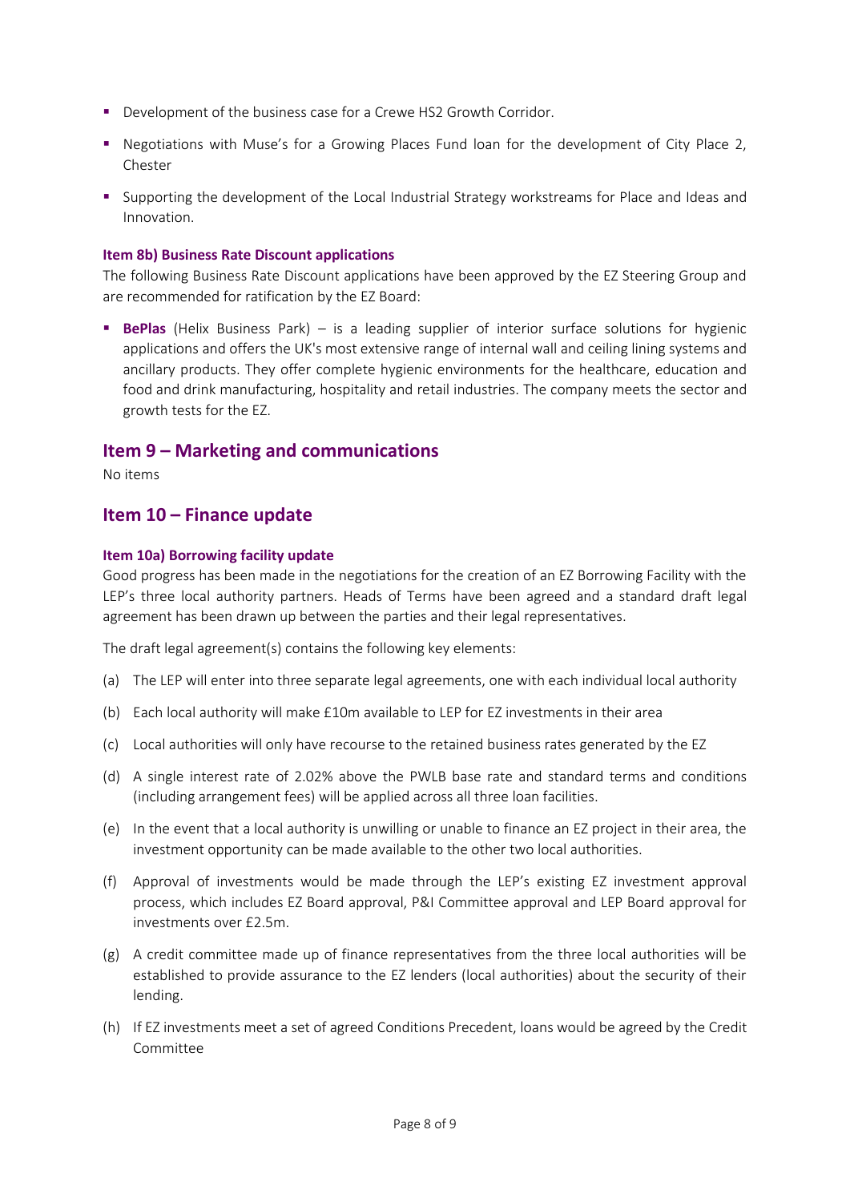- Development of the business case for a Crewe HS2 Growth Corridor.
- Negotiations with Muse's for a Growing Places Fund loan for the development of City Place 2, Chester
- Supporting the development of the Local Industrial Strategy workstreams for Place and Ideas and Innovation.

### Item 8b) Business Rate Discount applications

The following Business Rate Discount applications have been approved by the EZ Steering Group and are recommended for ratification by the EZ Board:

- **BePlas** (Helix Business Park) – is a leading supplier of interior surface solutions for hygienic applications and offers the UK's most extensive range of internal wall and ceiling lining systems and ancillary products. They offer complete hygienic environments for the healthcare, education and food and drink manufacturing, hospitality and retail industries. The company meets the sector and growth tests for the EZ.

## Item 9 – Marketing and communications

No items

## Item 10 – Finance update

### Item 10a) Borrowing facility update

Good progress has been made in the negotiations for the creation of an EZ Borrowing Facility with the LEP's three local authority partners. Heads of Terms have been agreed and a standard draft legal agreement has been drawn up between the parties and their legal representatives.

The draft legal agreement(s) contains the following key elements:

(a) The LEP will enter into three separate legal agreements, one with each individual local authority

(b) Each local authority will make £10m available to LEP for EZ investments in their area

(c) Local authorities will only have recourse to the retained business rates generated by the EZ

(d) A single interest rate of 2.02% above the PWLB base rate and standard terms and conditions (including arrangement fees) will be applied across all three loan facilities.

(e) In the event that a local authority is unwilling or unable to finance an EZ project in their area, the investment opportunity can be made available to the other two local authorities.

(f) Approval of investments would be made through the LEP's existing EZ investment approval process, which includes EZ Board approval, P&I Committee approval and LEP Board approval for investments over £2.5m.

(g) A credit committee made up of finance representatives from the three local authorities will be established to provide assurance to the EZ lenders (local authorities) about the security of their lending.

(h) If EZ investments meet a set of agreed Conditions Precedent, loans would be agreed by the Credit Committee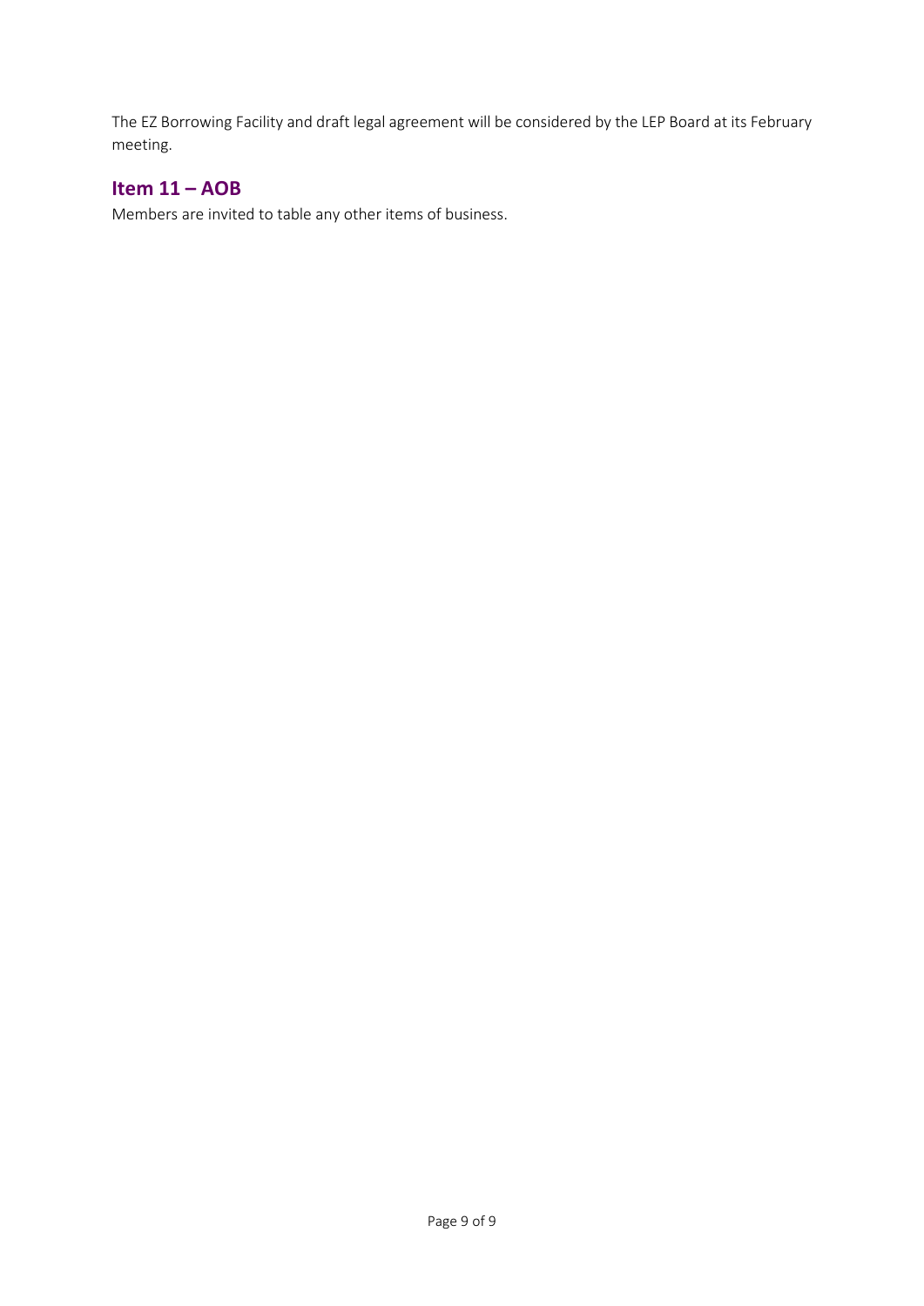The EZ Borrowing Facility and draft legal agreement will be considered by the LEP Board at its February meeting.

## Item 11 – AOB

Members are invited to table any other items of business.